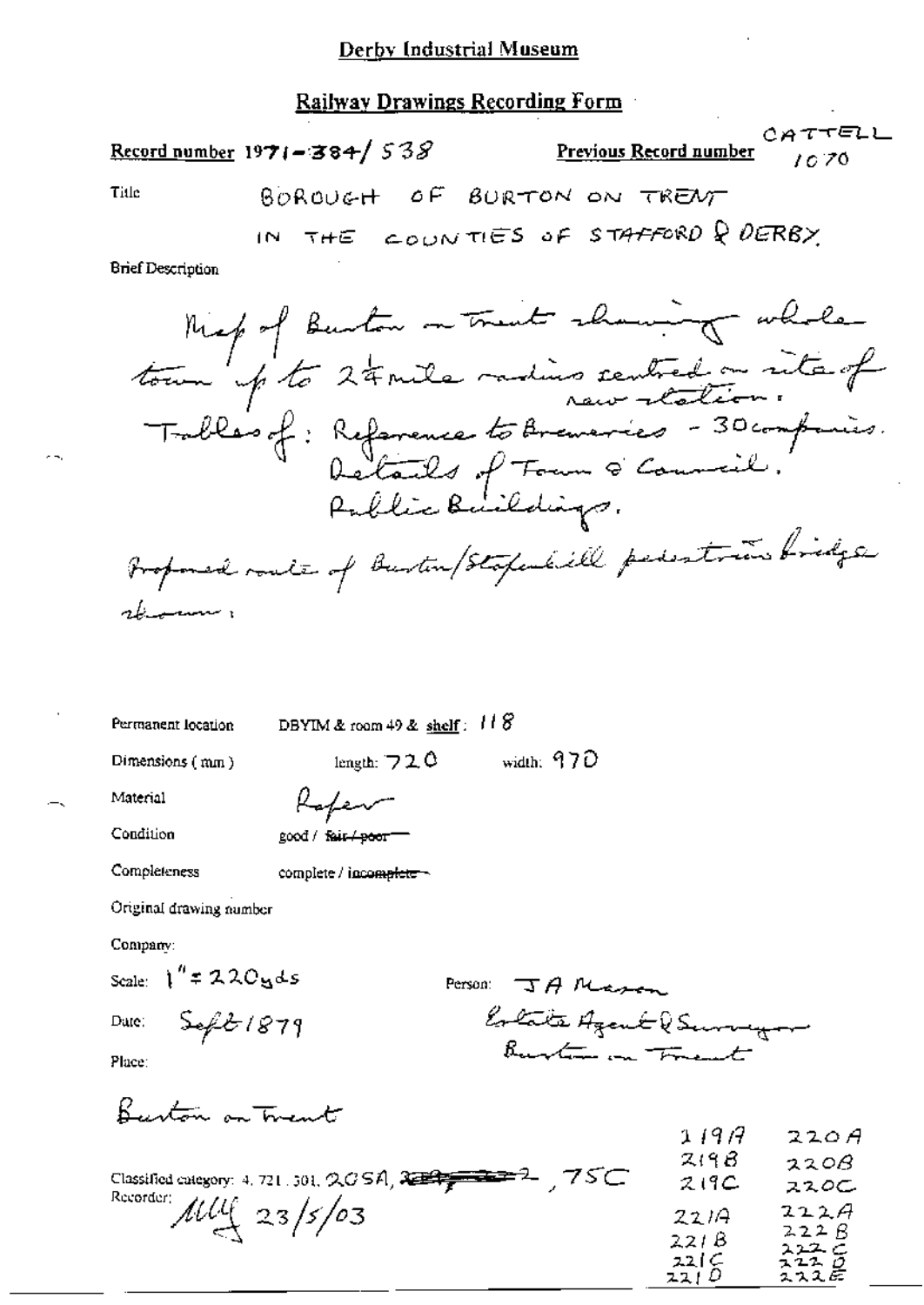## Derby Industrial Museum

### Railway Drawings Recording Form

**Record number** 1971-384/538 **Previous Record number** CATTELL 1070

Title BOROUGH OF BURTON ON TRENT IN THE COUNTIES OF STAFFORD & DERBY.

Brief Description

Map of Burton on Trent showing whole town up to 2¼ mile radius centred on site of new station.
Tables of: Reference to Breweries - 30 companies.
Details of Town & Council.
Public Buildings.

Proposed route of Burton/Stapenhill pedestrian bridge shown.

Permanent location DBYIM & room 49 & **shelf**: 118

Dimensions (mm) length: 720 width: 970

Material Paper

Condition good / ~~fair / poor~~

Completeness complete / ~~incomplete~~

Original drawing number

Company:

Scale: 1" = 220yds

Person: J A Mason
Estate Agent & Surveyor
Burton on Trent

Date: Sept 1879

Place:

Burton on Trent

Classified category: 4. 721. 301. 205A, ~~...~~, 75C

219A 220A
219B 220B
219C 220C
221A 222A
221B 222B
221C 222C
221D 222D
222E

Recorder: MLG 23/5/03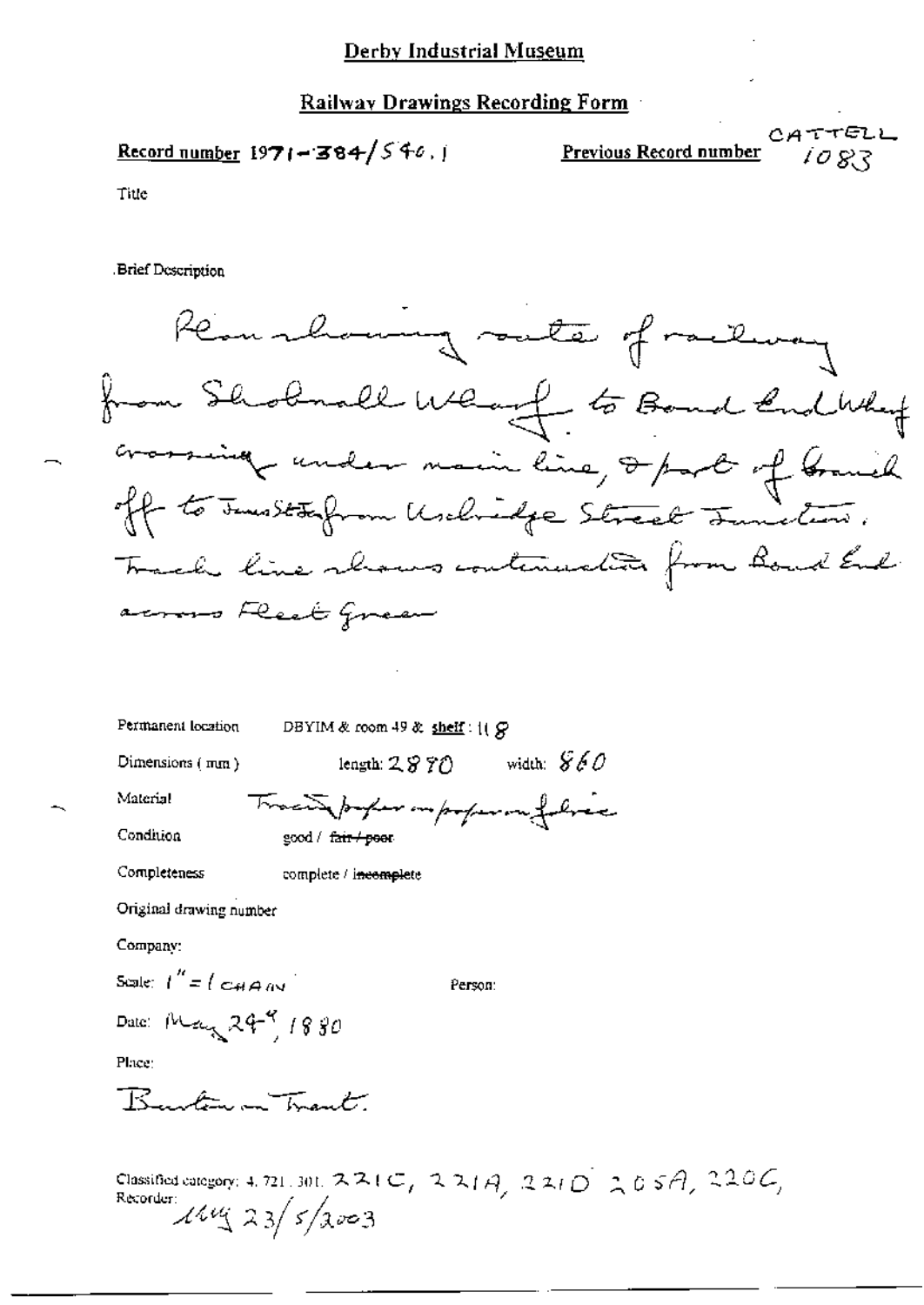# Derby Industrial Museum

## Railway Drawings Recording Form

**Record number** 1971-384/540.1 **Previous Record number** CATTELL 1083

Title

Brief Description

Plan showing route of railway from Shobnall Wharf to Bond End Wharf crossing under main line, & part of branch off to Guild St from Uxbridge Street Junction. Track line shows continuation from Bond End across Fleet Green

Permanent location DBYIM & room 49 & shelf: 118

Dimensions (mm) length: 2870 width: 860

Material Tracing paper on paper on fabric

Condition good / ~~fair / poor~~

Completeness complete / ~~incomplete~~

Original drawing number

Company:

Scale: 1" = 1 CHAIN Person:

Date: May 24th, 1880

Place:

Burton on Trent.

Classified category: 4.721.301. 221C, 221A, 221D 205A, 220C,

Recorder: MMG 23/5/2003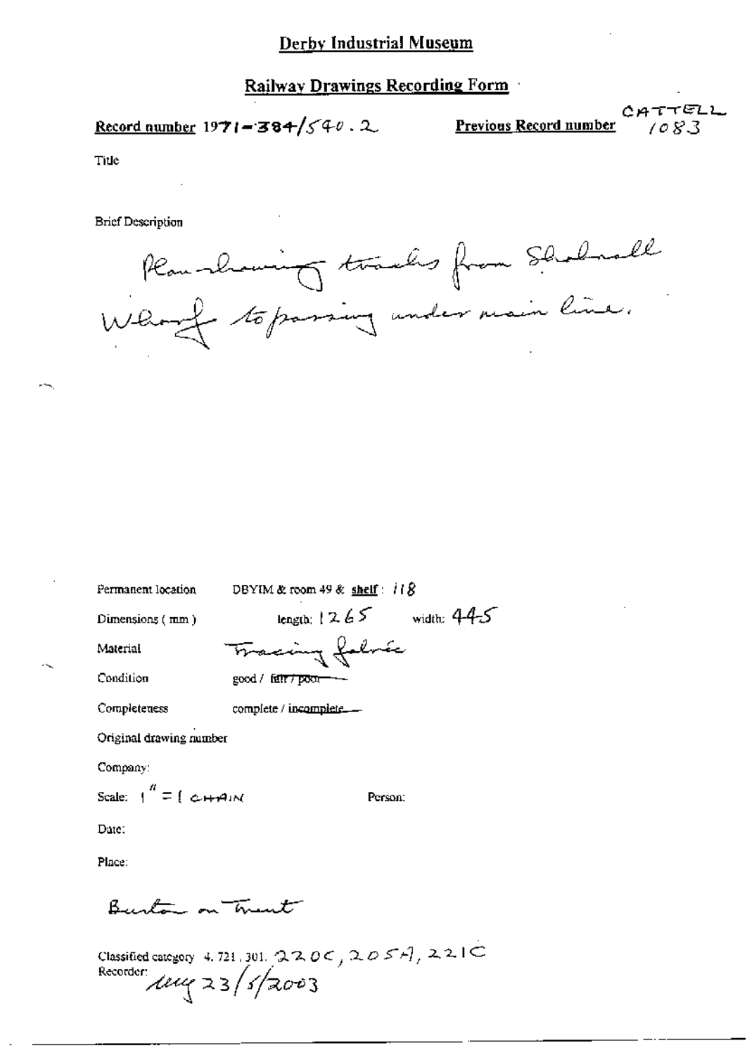# Derby Industrial Museum

## Railway Drawings Recording Form

**Record number** 1971-384/540.2

**Previous Record number** CATTELL 1083

Title

Brief Description

Plan showing tracks from Shobnall Wharf to passing under main line.

Permanent location DBYIM & room 49 & **shelf**: 118

Dimensions (mm) length: 1265 width: 445

Material Tracing fabric

Condition good / ~~fair / poor~~

Completeness complete / ~~incomplete~~

Original drawing number

Company:

Scale: 1" = 1 CHAIN

Person:

Date:

Place:

Burton on Trent

Classified category 4.721.301. 220C, 205A, 221C

Recorder: ~~lrg~~ 23/5/2003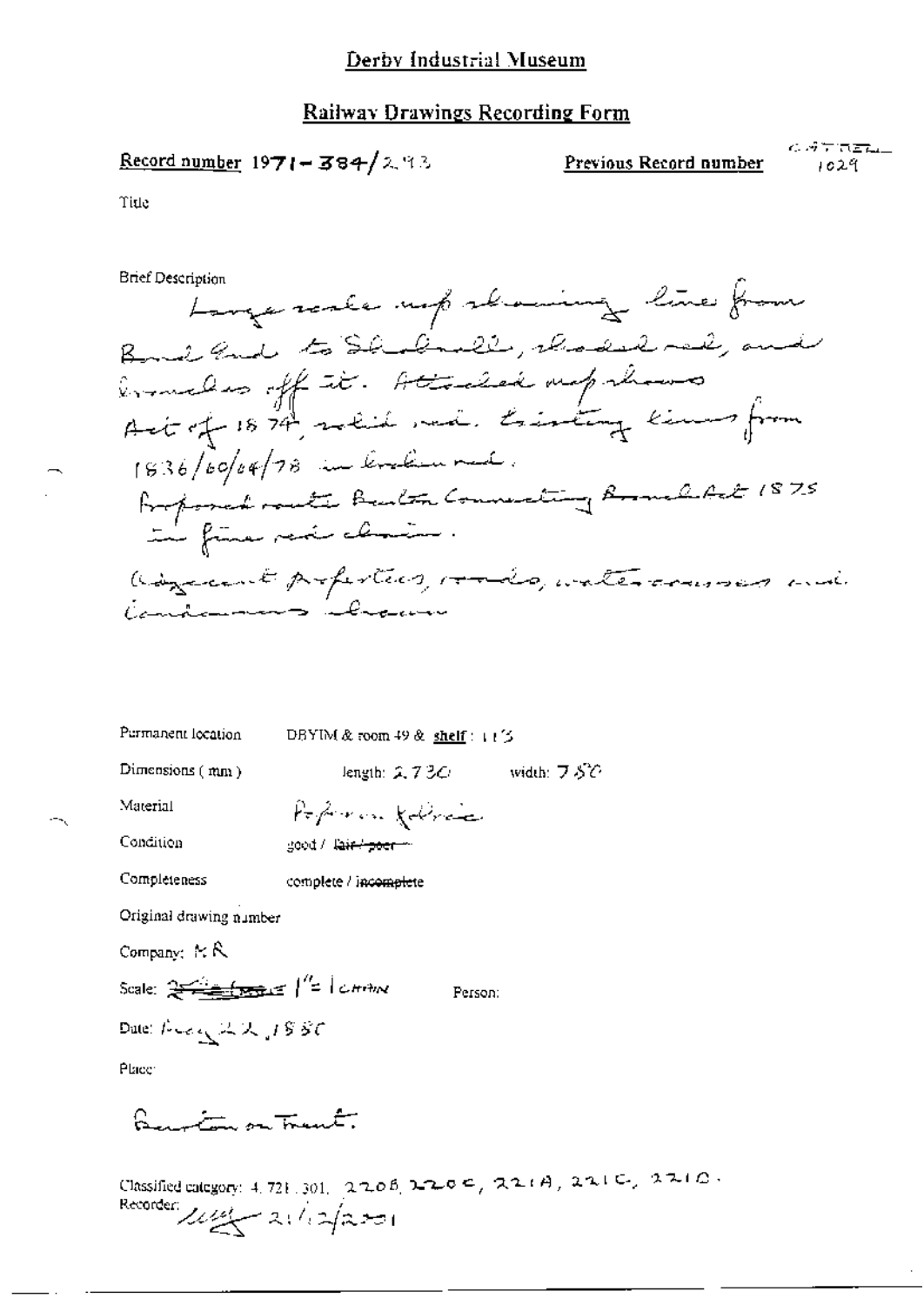# Derby Industrial Museum

## Railway Drawings Recording Form

**Record number** 1971-384/293

**Previous Record number** CATREL 1029

Title

Brief Description

Large scale map showing line from Bond End to Shobnall, shaded red, and branches off it. Attached map shows Act of 1874, solid red. Existing lines from 1836/60/64/78 in broken red. Proposed route Burton Connecting Branch Act 1875 in fine red chain. Adjacent properties, roads, watercourses and landowners shown

Permanent location: DBYIM & room 49 & **shelf**: 113

Dimensions (mm): length: 2,730 width: 750

Material: Paper on fabric

Condition: good / ~~fair / poor~~

Completeness: complete / ~~incomplete~~

Original drawing number

Company: MR

Scale: ~~2 chains to 1 inch~~ 1" = 1 chain

Person:

Date: Aug 22, 1880

Place:

Burton on Trent.

Classified category: 4. 721. 301. 220B, 220C, 221A, 221C, 221D.

Recorder: [signature] 21/12/2001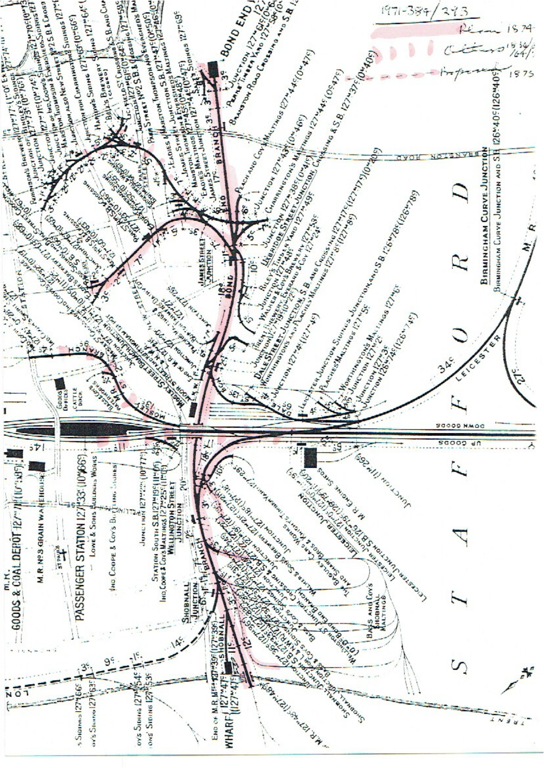1971-384/393

Plan 1874

Alterations 1884/64

Proposed 1875

BOND END

BOND END BRANCH

Junction 127m 61c

Perks Timber Yard

Branston Road Crossing and S.B.

Charrington's Maltings 127m 44c (0m 47c)

Crossing & S.B. 127m 37c (0m 40c)

Branston Road

Plachand Coy's Maltings 127m 43c (0m 46c)

Charrington's Maltings 127m 38c (0m 41c)

Junction 127m 43c

Uxbridge Street Junction Crossing & S.B. 127m 17c (127m 17c)(0m 20c)

Riley's Timber Yard 127m 33c

Walker & Coy's Brewery

Everard & Coy

Trent Brewery

Dale Street Junction S.B. and Crossing 127m 17c

Worthington's and Peach's Maltings 127m 8c

Junction 127m 4c

Leicester Junction Sidings Junction and S.B. 126m 78c (126m 78c)

Peaches Maltings 127m 5c

Worthington's Maltings 127m 3c

Junction 127m 2c

Junction 126m 74c (126m 74c)

Birmingham Curve Junction

Birmingham Curve Junction and S.B. 126m 40c (126m 40c)

M.R.

LEICESTER

34c

27c

S T A F F O R D

James Street Junction

Moor Street Junction

Mosley Street Branch

Goods Offices

Cattle Dock

Down Goods

Up Goods

M.R. Engine Sheds

Junction

Leicester Junction

Leicester Junction S.B. 126m 79c

Robinson's Brewery

Bindley's Sidings

Junction for Charrington

Harding's Brewery Siding

Bell's Brewery

Marston, Thompson and Evershed

Eadies Maltings

James Street Junction

M.R. Goods & Coal Depot 127m 71c (10m 18c)

M.R. No 3 Grain Warehouse

Passenger Station 127m 33c (10m 66c)

Lowe & Sons Builders Works

Ind Coope & Coy's Bottling Stores

Station South S.B. 127m 19c (11m 1c)

Ind Coope & Coy's Maltings 127m 25c (11m 0c)

Wellington Street Junction

Shobnall Junction

Shobnall Branch

End of M.R. Mtce 127m 39c

Shobnall Wharf 127m 47c (127m 47c)

Bass and Coy's Shobnall Maltings

Shobnall Junction

Wellington St Junction

Trent